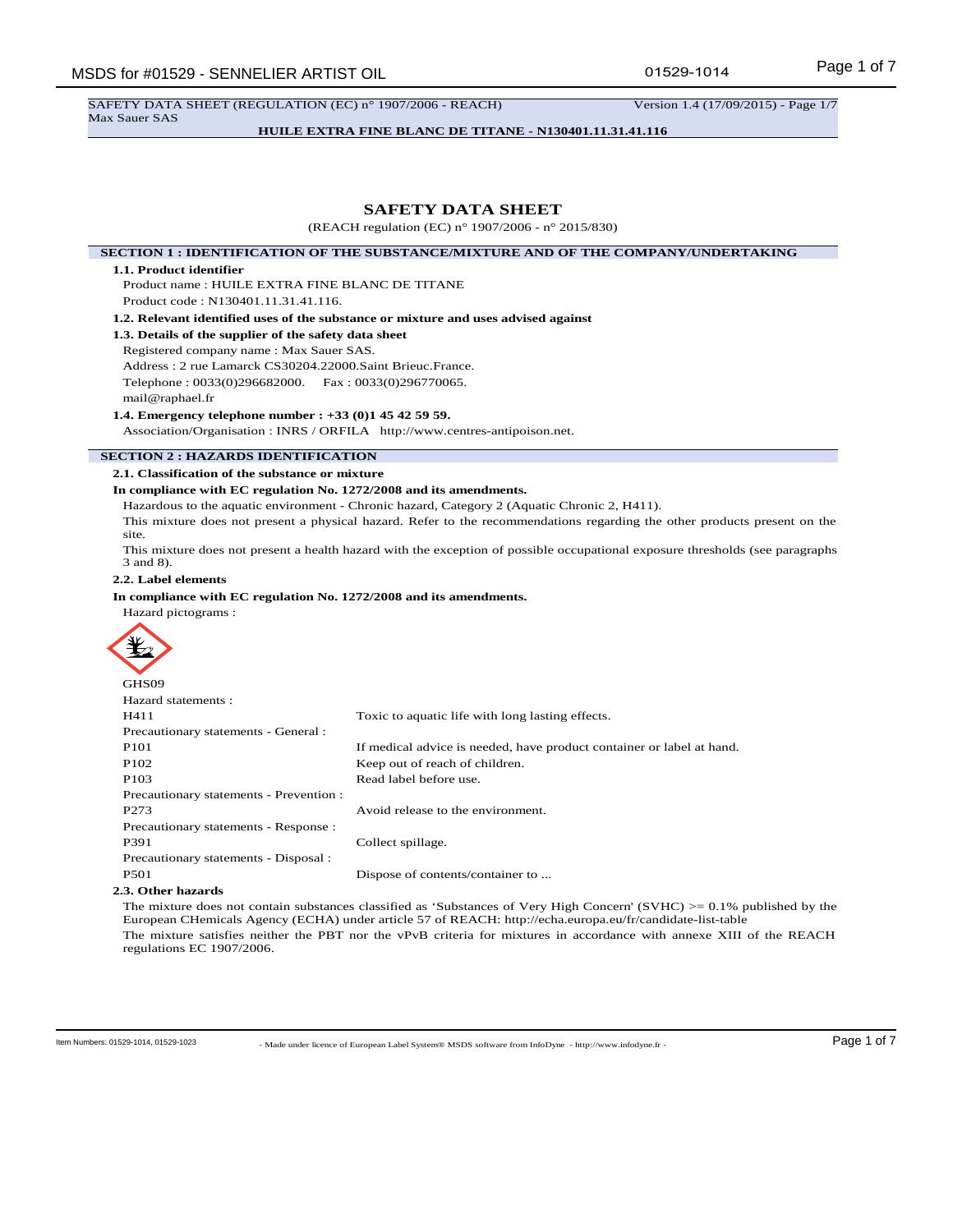# SAFETY DATA SHEET

(REACH regulation (EC) n° 1907/2006 - n° 2015/830)

## SECTION 1 : IDENTIFICATION OF THE SUBSTANCE/MIXTURE AND OF THE COMPANY/UNDERTAKING

### 1.1. Product identifier

Product name : HUILE EXTRA FINE BLANC DE TITANE

Product code : N130401.11.31.41.116.

### 1.2. Relevant identified uses of the substance or mixture and uses advised against

### 1.3. Details of the supplier of the safety data sheet

Registered company name : Max Sauer SAS.

Address : 2 rue Lamarck CS30204.22000.Saint Brieuc.France.

Telephone : 0033(0)296682000. Fax : 0033(0)296770065.

mail@raphael.fr

### 1.4. Emergency telephone number : +33 (0)1 45 42 59 59.

Association/Organisation : INRS / ORFILA http://www.centres-antipoison.net.

## SECTION 2 : HAZARDS IDENTIFICATION

### 2.1. Classification of the substance or mixture

**In compliance with EC regulation No. 1272/2008 and its amendments.**

Hazardous to the aquatic environment - Chronic hazard, Category 2 (Aquatic Chronic 2, H411).

This mixture does not present a physical hazard. Refer to the recommendations regarding the other products present on the site.

This mixture does not present a health hazard with the exception of possible occupational exposure thresholds (see paragraphs 3 and 8).

### 2.2. Label elements

**In compliance with EC regulation No. 1272/2008 and its amendments.**

Hazard pictograms :

GHS09

| | |
|---|---|
| Hazard statements : | |
| H411 | Toxic to aquatic life with long lasting effects. |
| Precautionary statements - General : | |
| P101 | If medical advice is needed, have product container or label at hand. |
| P102 | Keep out of reach of children. |
| P103 | Read label before use. |
| Precautionary statements - Prevention : | |
| P273 | Avoid release to the environment. |
| Precautionary statements - Response : | |
| P391 | Collect spillage. |
| Precautionary statements - Disposal : | |
| P501 | Dispose of contents/container to ... |

### 2.3. Other hazards

The mixture does not contain substances classified as 'Substances of Very High Concern' (SVHC) >= 0.1% published by the European CHemicals Agency (ECHA) under article 57 of REACH: http://echa.europa.eu/fr/candidate-list-table

The mixture satisfies neither the PBT nor the vPvB criteria for mixtures in accordance with annexe XIII of the REACH regulations EC 1907/2006.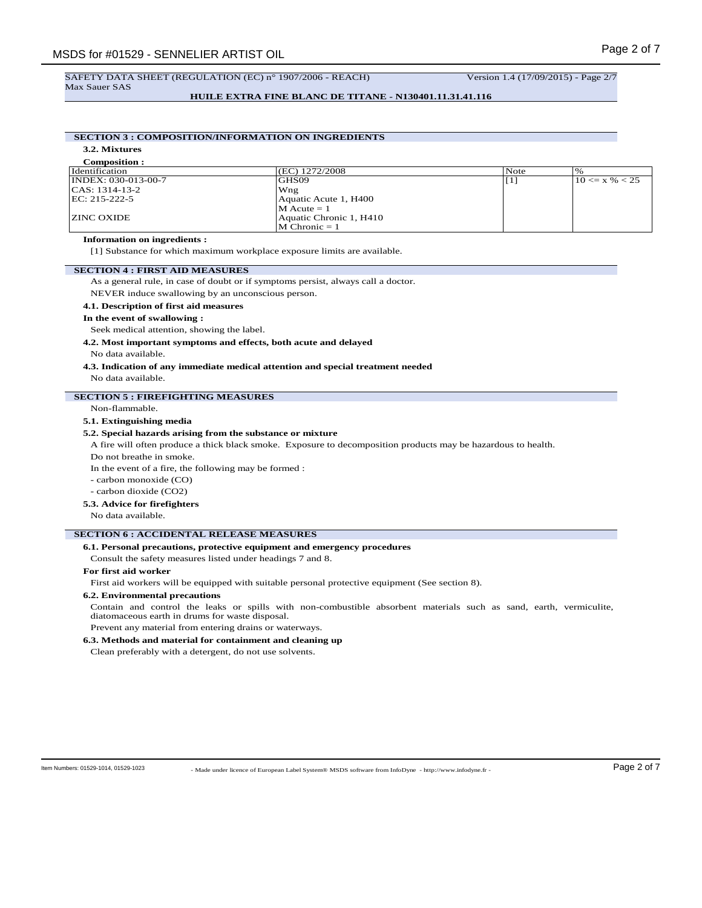SAFETY DATA SHEET (REGULATION (EC) n° 1907/2006 - REACH) Version 1.4 (17/09/2015) - Page 2/7
Max Sauer SAS

**HUILE EXTRA FINE BLANC DE TITANE - N130401.11.31.41.116**

## SECTION 3 : COMPOSITION/INFORMATION ON INGREDIENTS

### 3.2. Mixtures

**Composition :**

| Identification | (EC) 1272/2008 | Note | % |
|---|---|---|---|
| INDEX: 030-013-00-7<br>CAS: 1314-13-2<br>EC: 215-222-5<br><br>ZINC OXIDE | GHS09<br>Wng<br>Aquatic Acute 1, H400<br>M Acute = 1<br>Aquatic Chronic 1, H410<br>M Chronic = 1 | [1] | 10 <= x % < 25 |

**Information on ingredients :**

[1] Substance for which maximum workplace exposure limits are available.

## SECTION 4 : FIRST AID MEASURES

As a general rule, in case of doubt or if symptoms persist, always call a doctor.

NEVER induce swallowing by an unconscious person.

### 4.1. Description of first aid measures

**In the event of swallowing :**

Seek medical attention, showing the label.

### 4.2. Most important symptoms and effects, both acute and delayed

No data available.

### 4.3. Indication of any immediate medical attention and special treatment needed

No data available.

## SECTION 5 : FIREFIGHTING MEASURES

Non-flammable.

### 5.1. Extinguishing media

### 5.2. Special hazards arising from the substance or mixture

A fire will often produce a thick black smoke. Exposure to decomposition products may be hazardous to health.

Do not breathe in smoke.

In the event of a fire, the following may be formed :

- carbon monoxide (CO)
- carbon dioxide ($CO_2$)

### 5.3. Advice for firefighters

No data available.

## SECTION 6 : ACCIDENTAL RELEASE MEASURES

### 6.1. Personal precautions, protective equipment and emergency procedures

Consult the safety measures listed under headings 7 and 8.

**For first aid worker**

First aid workers will be equipped with suitable personal protective equipment (See section 8).

### 6.2. Environmental precautions

Contain and control the leaks or spills with non-combustible absorbent materials such as sand, earth, vermiculite, diatomaceous earth in drums for waste disposal.

Prevent any material from entering drains or waterways.

### 6.3. Methods and material for containment and cleaning up

Clean preferably with a detergent, do not use solvents.

Item Numbers: 01529-1014, 01529-1023

- Made under licence of European Label System® MSDS software from InfoDyne - http://www.infodyne.fr -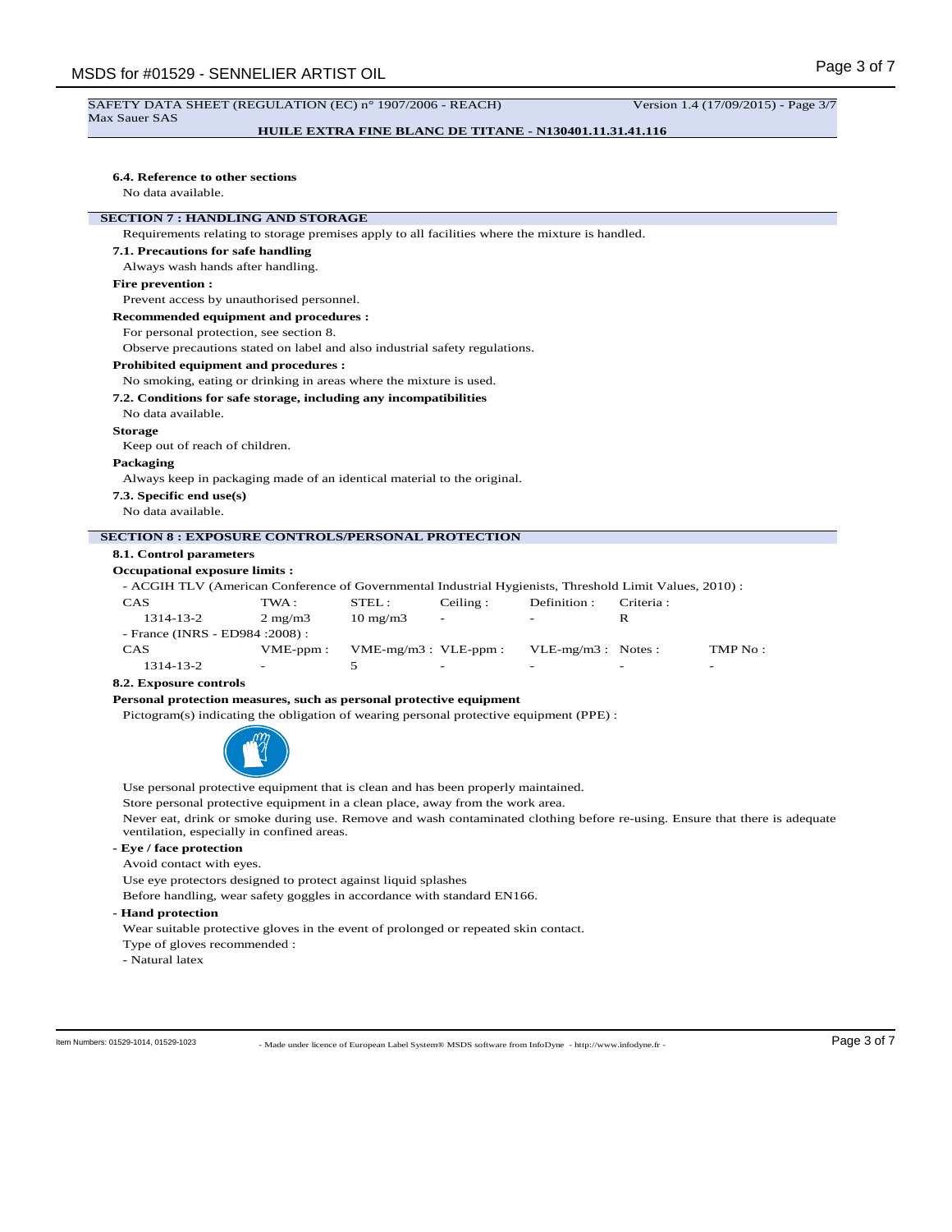#### 6.4. Reference to other sections

No data available.

## SECTION 7 : HANDLING AND STORAGE

Requirements relating to storage premises apply to all facilities where the mixture is handled.

#### 7.1. Precautions for safe handling

Always wash hands after handling.

**Fire prevention :**

Prevent access by unauthorised personnel.

**Recommended equipment and procedures :**

For personal protection, see section 8.

Observe precautions stated on label and also industrial safety regulations.

**Prohibited equipment and procedures :**

No smoking, eating or drinking in areas where the mixture is used.

#### 7.2. Conditions for safe storage, including any incompatibilities

No data available.

**Storage**

Keep out of reach of children.

**Packaging**

Always keep in packaging made of an identical material to the original.

#### 7.3. Specific end use(s)

No data available.

## SECTION 8 : EXPOSURE CONTROLS/PERSONAL PROTECTION

#### 8.1. Control parameters

**Occupational exposure limits :**

- ACGIH TLV (American Conference of Governmental Industrial Hygienists, Threshold Limit Values, 2010) :

| CAS | TWA : | STEL : | Ceiling : | Definition : | Criteria : |
|---|---|---|---|---|---|
| 1314-13-2 | 2 mg/m3 | 10 mg/m3 | - | - | R |

- France (INRS - ED984 :2008) :

| CAS | VME-ppm : | VME-mg/m3 : | VLE-ppm : | VLE-mg/m3 : | Notes : | TMP No : |
|---|---|---|---|---|---|---|
| 1314-13-2 | - | 5 | - | - | - | - |

#### 8.2. Exposure controls

**Personal protection measures, such as personal protective equipment**

Pictogram(s) indicating the obligation of wearing personal protective equipment (PPE) :

Use personal protective equipment that is clean and has been properly maintained.

Store personal protective equipment in a clean place, away from the work area.

Never eat, drink or smoke during use. Remove and wash contaminated clothing before re-using. Ensure that there is adequate ventilation, especially in confined areas.

**- Eye / face protection**

Avoid contact with eyes.

Use eye protectors designed to protect against liquid splashes

Before handling, wear safety goggles in accordance with standard EN166.

**- Hand protection**

Wear suitable protective gloves in the event of prolonged or repeated skin contact.

Type of gloves recommended :

- Natural latex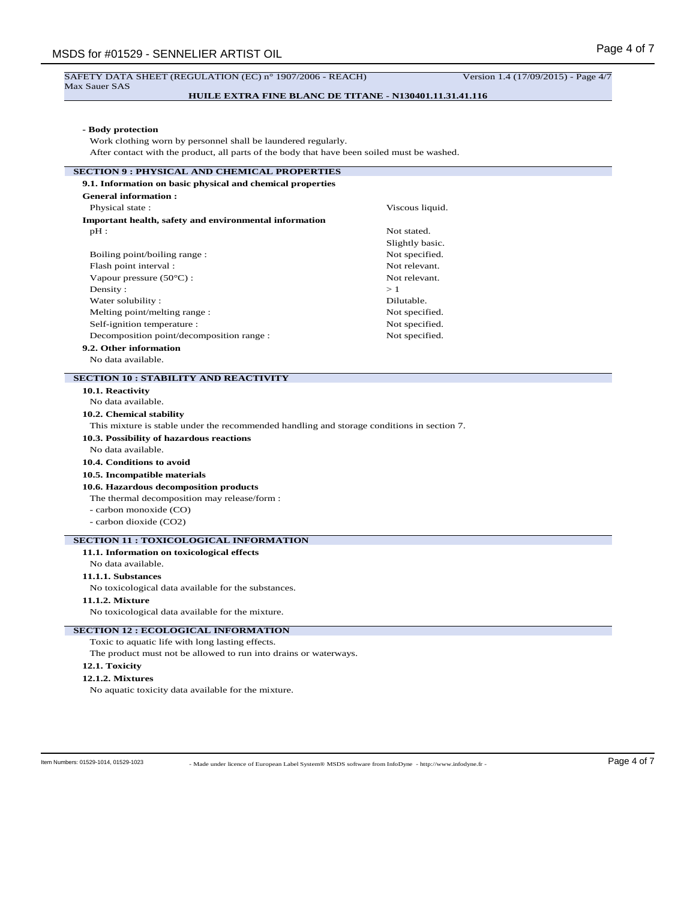- **Body protection**

Work clothing worn by personnel shall be laundered regularly.

After contact with the product, all parts of the body that have been soiled must be washed.

## SECTION 9 : PHYSICAL AND CHEMICAL PROPERTIES

### 9.1. Information on basic physical and chemical properties

**General information :**

| | |
|---|---|
| Physical state : | Viscous liquid. |

**Important health, safety and environmental information**

| | |
|---|---|
| pH : | Not stated. |
| | Slightly basic. |
| Boiling point/boiling range : | Not specified. |
| Flash point interval : | Not relevant. |
| Vapour pressure (50°C) : | Not relevant. |
| Density : | > 1 |
| Water solubility : | Dilutable. |
| Melting point/melting range : | Not specified. |
| Self-ignition temperature : | Not specified. |
| Decomposition point/decomposition range : | Not specified. |

### 9.2. Other information

No data available.

## SECTION 10 : STABILITY AND REACTIVITY

### 10.1. Reactivity

No data available.

### 10.2. Chemical stability

This mixture is stable under the recommended handling and storage conditions in section 7.

### 10.3. Possibility of hazardous reactions

No data available.

### 10.4. Conditions to avoid

### 10.5. Incompatible materials

### 10.6. Hazardous decomposition products

The thermal decomposition may release/form :

- carbon monoxide (CO)
- carbon dioxide ($CO_2$)

## SECTION 11 : TOXICOLOGICAL INFORMATION

### 11.1. Information on toxicological effects

No data available.

#### 11.1.1. Substances

No toxicological data available for the substances.

#### 11.1.2. Mixture

No toxicological data available for the mixture.

## SECTION 12 : ECOLOGICAL INFORMATION

Toxic to aquatic life with long lasting effects.

The product must not be allowed to run into drains or waterways.

### 12.1. Toxicity

#### 12.1.2. Mixtures

No aquatic toxicity data available for the mixture.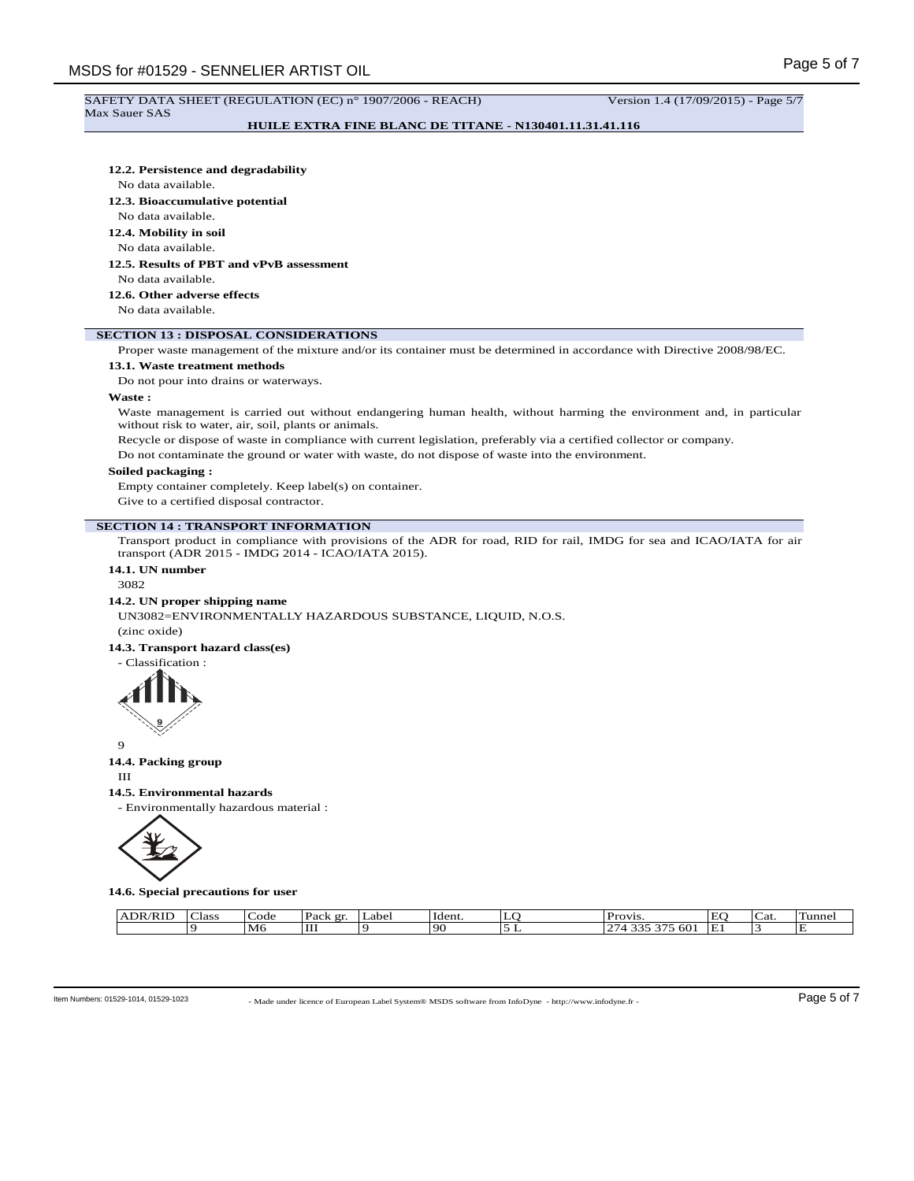SAFETY DATA SHEET (REGULATION (EC) n° 1907/2006 - REACH) Version 1.4 (17/09/2015) - Page 5/7
Max Sauer SAS

**HUILE EXTRA FINE BLANC DE TITANE - N130401.11.31.41.116**

**12.2. Persistence and degradability**

No data available.

**12.3. Bioaccumulative potential**

No data available.

**12.4. Mobility in soil**

No data available.

**12.5. Results of PBT and vPvB assessment**

No data available.

**12.6. Other adverse effects**

No data available.

## SECTION 13 : DISPOSAL CONSIDERATIONS

Proper waste management of the mixture and/or its container must be determined in accordance with Directive 2008/98/EC.

**13.1. Waste treatment methods**

Do not pour into drains or waterways.

**Waste :**

Waste management is carried out without endangering human health, without harming the environment and, in particular without risk to water, air, soil, plants or animals.

Recycle or dispose of waste in compliance with current legislation, preferably via a certified collector or company.

Do not contaminate the ground or water with waste, do not dispose of waste into the environment.

**Soiled packaging :**

Empty container completely. Keep label(s) on container.

Give to a certified disposal contractor.

## SECTION 14 : TRANSPORT INFORMATION

Transport product in compliance with provisions of the ADR for road, RID for rail, IMDG for sea and ICAO/IATA for air transport (ADR 2015 - IMDG 2014 - ICAO/IATA 2015).

**14.1. UN number**

3082

**14.2. UN proper shipping name**

UN3082=ENVIRONMENTALLY HAZARDOUS SUBSTANCE, LIQUID, N.O.S.

(zinc oxide)

**14.3. Transport hazard class(es)**

- Classification :

9

**14.4. Packing group**

III

**14.5. Environmental hazards**

- Environmentally hazardous material :

**14.6. Special precautions for user**

| ADR/RID | Class | Code | Pack gr. | Label | Ident. | LQ | Provis. | EQ | Cat. | Tunnel |
|---|---|---|---|---|---|---|---|---|---|---|
| | 9 | M6 | III | 9 | 90 | 5 L | 274 335 375 601 | E1 | 3 | E |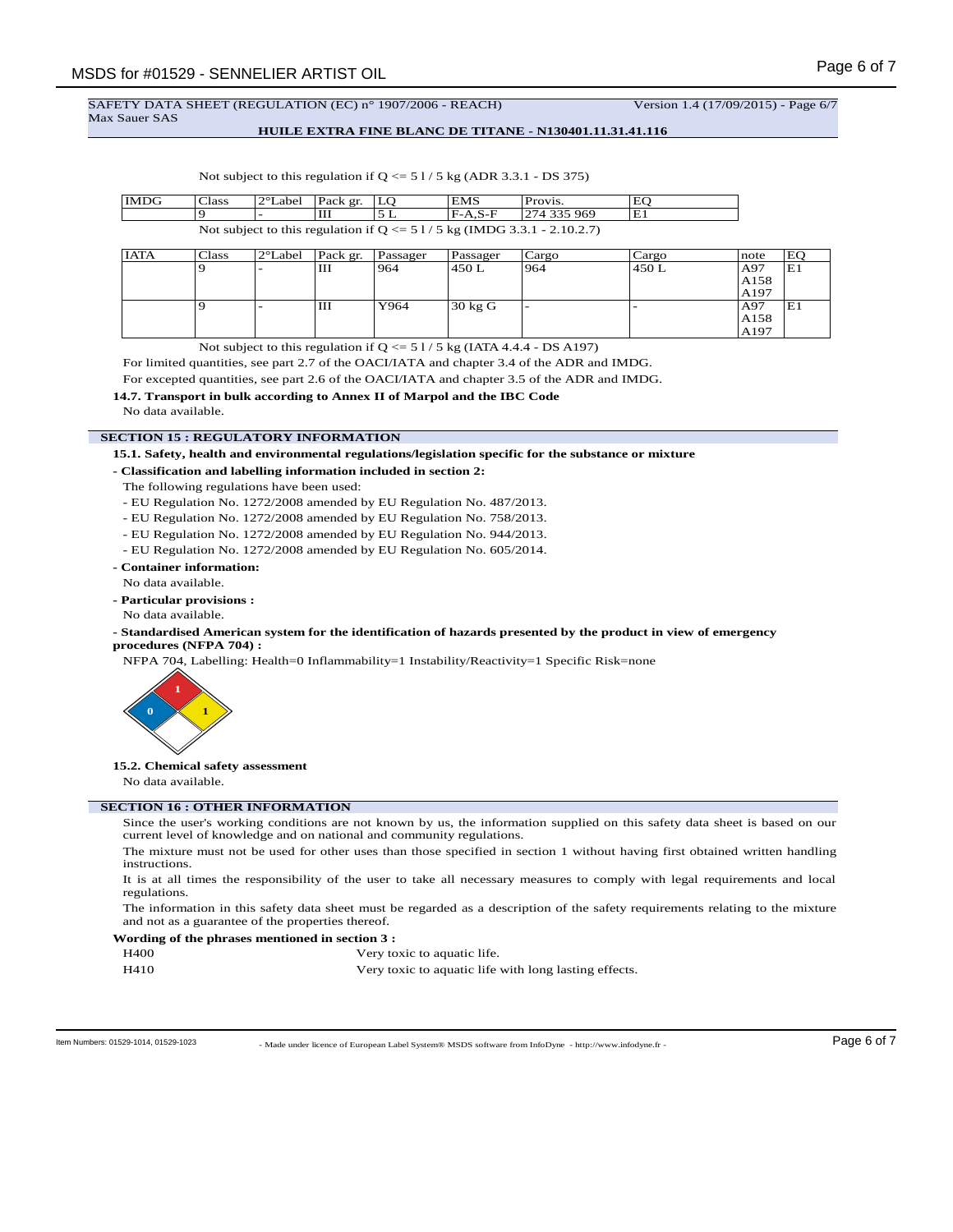SAFETY DATA SHEET (REGULATION (EC) n° 1907/2006 - REACH) Version 1.4 (17/09/2015) - Page 6/7
Max Sauer SAS

**HUILE EXTRA FINE BLANC DE TITANE - N130401.11.31.41.116**

Not subject to this regulation if Q <= 5 l / 5 kg (ADR 3.3.1 - DS 375)

| IMDG | Class | 2°Label | Pack gr. | LQ | EMS | Provis. | EQ |
|---|---|---|---|---|---|---|---|
| | 9 | - | III | 5 L | F-A,S-F | 274 335 969 | E1 |

Not subject to this regulation if Q <= 5 l / 5 kg (IMDG 3.3.1 - 2.10.2.7)

| IATA | Class | 2°Label | Pack gr. | Passager | Passager | Cargo | Cargo | note | EQ |
|---|---|---|---|---|---|---|---|---|---|
| | 9 | - | III | 964 | 450 L | 964 | 450 L | A97 A158 A197 | E1 |
| | 9 | - | III | Y964 | 30 kg G | - | - | A97 A158 A197 | E1 |

Not subject to this regulation if Q <= 5 l / 5 kg (IATA 4.4.4 - DS A197)

For limited quantities, see part 2.7 of the OACI/IATA and chapter 3.4 of the ADR and IMDG.

For excepted quantities, see part 2.6 of the OACI/IATA and chapter 3.5 of the ADR and IMDG.

**14.7. Transport in bulk according to Annex II of Marpol and the IBC Code**

No data available.

## SECTION 15 : REGULATORY INFORMATION

**15.1. Safety, health and environmental regulations/legislation specific for the substance or mixture**

**- Classification and labelling information included in section 2:**

The following regulations have been used:

- EU Regulation No. 1272/2008 amended by EU Regulation No. 487/2013.
- EU Regulation No. 1272/2008 amended by EU Regulation No. 758/2013.
- EU Regulation No. 1272/2008 amended by EU Regulation No. 944/2013.
- EU Regulation No. 1272/2008 amended by EU Regulation No. 605/2014.

**- Container information:**

No data available.

**- Particular provisions :**

No data available.

**- Standardised American system for the identification of hazards presented by the product in view of emergency procedures (NFPA 704) :**

NFPA 704, Labelling: Health=0 Inflammability=1 Instability/Reactivity=1 Specific Risk=none

1
0
1

**15.2. Chemical safety assessment**

No data available.

## SECTION 16 : OTHER INFORMATION

Since the user's working conditions are not known by us, the information supplied on this safety data sheet is based on our current level of knowledge and on national and community regulations.

The mixture must not be used for other uses than those specified in section 1 without having first obtained written handling instructions.

It is at all times the responsibility of the user to take all necessary measures to comply with legal requirements and local regulations.

The information in this safety data sheet must be regarded as a description of the safety requirements relating to the mixture and not as a guarantee of the properties thereof.

**Wording of the phrases mentioned in section 3 :**

| | |
|---|---|
| H400 | Very toxic to aquatic life. |
| H410 | Very toxic to aquatic life with long lasting effects. |

Item Numbers: 01529-1014, 01529-1023 - Made under licence of European Label System® MSDS software from InfoDyne - http://www.infodyne.fr -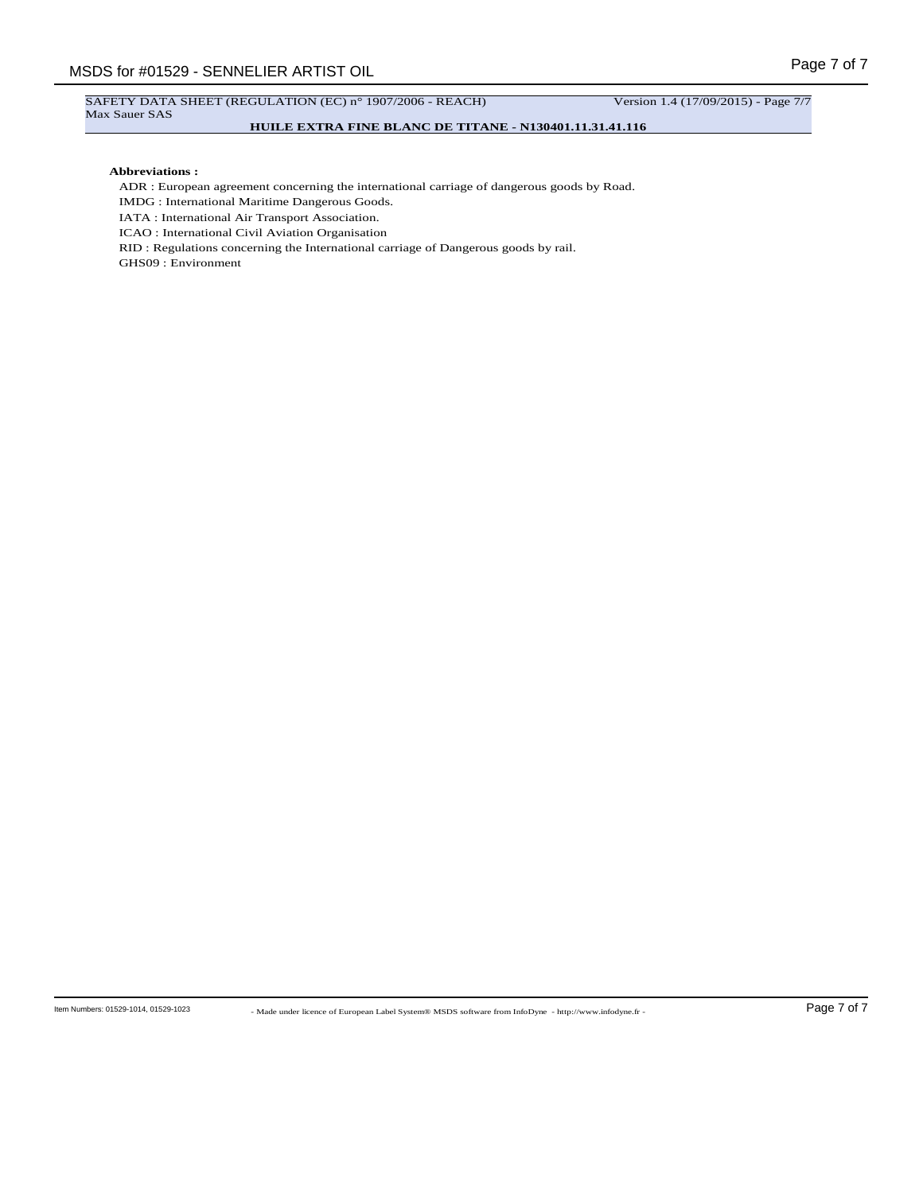**Abbreviations :**

ADR : European agreement concerning the international carriage of dangerous goods by Road.

IMDG : International Maritime Dangerous Goods.

IATA : International Air Transport Association.

ICAO : International Civil Aviation Organisation

RID : Regulations concerning the International carriage of Dangerous goods by rail.

GHS09 : Environment